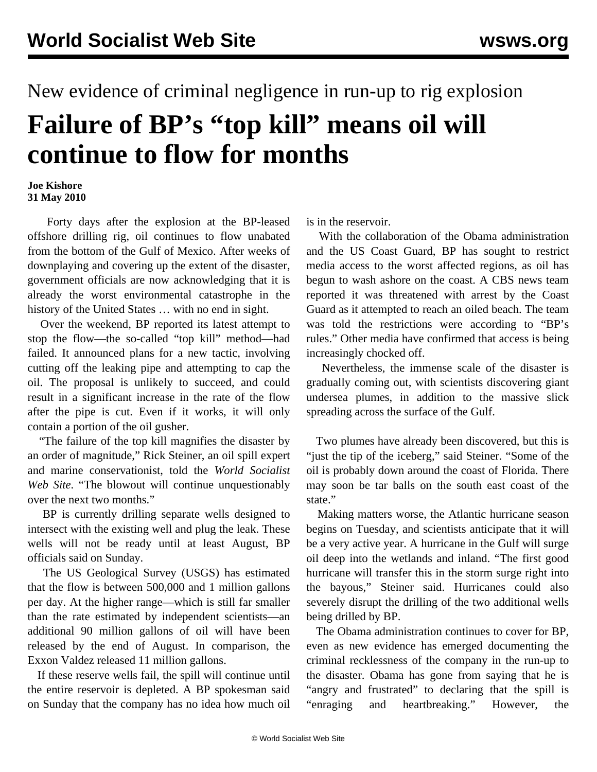New evidence of criminal negligence in run-up to rig explosion

# Failure of BP's "top kill" means oil will continue to flow for months

**Joe Kishore**
**31 May 2010**

Forty days after the explosion at the BP-leased offshore drilling rig, oil continues to flow unabated from the bottom of the Gulf of Mexico. After weeks of downplaying and covering up the extent of the disaster, government officials are now acknowledging that it is already the worst environmental catastrophe in the history of the United States … with no end in sight.

Over the weekend, BP reported its latest attempt to stop the flow—the so-called "top kill" method—had failed. It announced plans for a new tactic, involving cutting off the leaking pipe and attempting to cap the oil. The proposal is unlikely to succeed, and could result in a significant increase in the rate of the flow after the pipe is cut. Even if it works, it will only contain a portion of the oil gusher.

"The failure of the top kill magnifies the disaster by an order of magnitude," Rick Steiner, an oil spill expert and marine conservationist, told the *World Socialist Web Site*. "The blowout will continue unquestionably over the next two months."

BP is currently drilling separate wells designed to intersect with the existing well and plug the leak. These wells will not be ready until at least August, BP officials said on Sunday.

The US Geological Survey (USGS) has estimated that the flow is between 500,000 and 1 million gallons per day. At the higher range—which is still far smaller than the rate estimated by independent scientists—an additional 90 million gallons of oil will have been released by the end of August. In comparison, the Exxon Valdez released 11 million gallons.

If these reserve wells fail, the spill will continue until the entire reservoir is depleted. A BP spokesman said on Sunday that the company has no idea how much oil is in the reservoir.

With the collaboration of the Obama administration and the US Coast Guard, BP has sought to restrict media access to the worst affected regions, as oil has begun to wash ashore on the coast. A CBS news team reported it was threatened with arrest by the Coast Guard as it attempted to reach an oiled beach. The team was told the restrictions were according to "BP's rules." Other media have confirmed that access is being increasingly chocked off.

Nevertheless, the immense scale of the disaster is gradually coming out, with scientists discovering giant undersea plumes, in addition to the massive slick spreading across the surface of the Gulf.

Two plumes have already been discovered, but this is "just the tip of the iceberg," said Steiner. "Some of the oil is probably down around the coast of Florida. There may soon be tar balls on the south east coast of the state."

Making matters worse, the Atlantic hurricane season begins on Tuesday, and scientists anticipate that it will be a very active year. A hurricane in the Gulf will surge oil deep into the wetlands and inland. "The first good hurricane will transfer this in the storm surge right into the bayous," Steiner said. Hurricanes could also severely disrupt the drilling of the two additional wells being drilled by BP.

The Obama administration continues to cover for BP, even as new evidence has emerged documenting the criminal recklessness of the company in the run-up to the disaster. Obama has gone from saying that he is "angry and frustrated" to declaring that the spill is "enraging and heartbreaking." However, the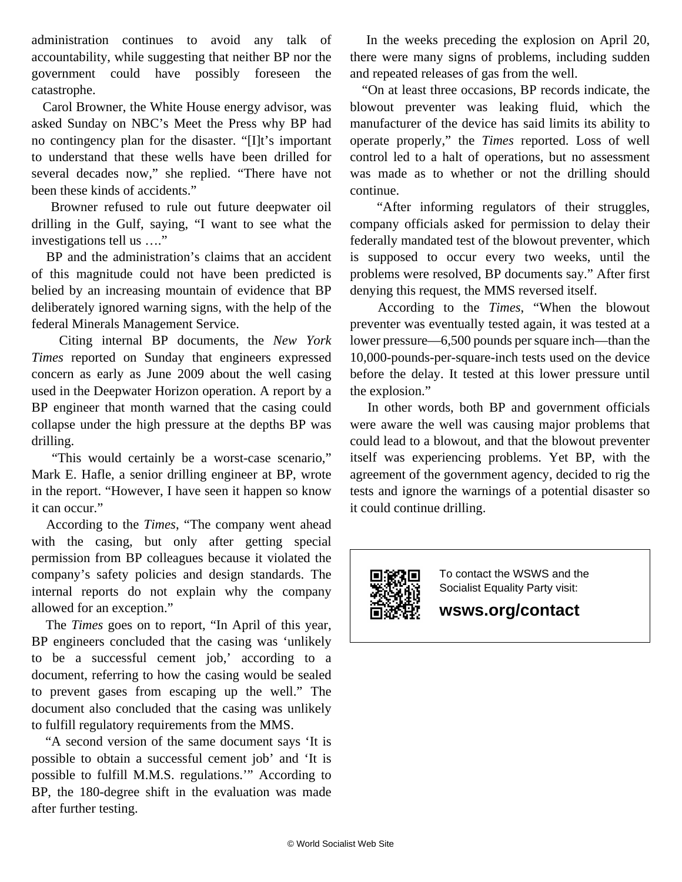administration continues to avoid any talk of accountability, while suggesting that neither BP nor the government could have possibly foreseen the catastrophe.

Carol Browner, the White House energy advisor, was asked Sunday on NBC's Meet the Press why BP had no contingency plan for the disaster. "[I]t's important to understand that these wells have been drilled for several decades now," she replied. "There have not been these kinds of accidents."

Browner refused to rule out future deepwater oil drilling in the Gulf, saying, "I want to see what the investigations tell us …."

BP and the administration's claims that an accident of this magnitude could not have been predicted is belied by an increasing mountain of evidence that BP deliberately ignored warning signs, with the help of the federal Minerals Management Service.

Citing internal BP documents, the *New York Times* reported on Sunday that engineers expressed concern as early as June 2009 about the well casing used in the Deepwater Horizon operation. A report by a BP engineer that month warned that the casing could collapse under the high pressure at the depths BP was drilling.

"This would certainly be a worst-case scenario," Mark E. Hafle, a senior drilling engineer at BP, wrote in the report. "However, I have seen it happen so know it can occur."

According to the *Times*, "The company went ahead with the casing, but only after getting special permission from BP colleagues because it violated the company's safety policies and design standards. The internal reports do not explain why the company allowed for an exception."

The *Times* goes on to report, "In April of this year, BP engineers concluded that the casing was 'unlikely to be a successful cement job,' according to a document, referring to how the casing would be sealed to prevent gases from escaping up the well." The document also concluded that the casing was unlikely to fulfill regulatory requirements from the MMS.

"A second version of the same document says 'It is possible to obtain a successful cement job' and 'It is possible to fulfill M.M.S. regulations.'" According to BP, the 180-degree shift in the evaluation was made after further testing.

In the weeks preceding the explosion on April 20, there were many signs of problems, including sudden and repeated releases of gas from the well.

"On at least three occasions, BP records indicate, the blowout preventer was leaking fluid, which the manufacturer of the device has said limits its ability to operate properly," the *Times* reported. Loss of well control led to a halt of operations, but no assessment was made as to whether or not the drilling should continue.

"After informing regulators of their struggles, company officials asked for permission to delay their federally mandated test of the blowout preventer, which is supposed to occur every two weeks, until the problems were resolved, BP documents say." After first denying this request, the MMS reversed itself.

According to the *Times*, "When the blowout preventer was eventually tested again, it was tested at a lower pressure—6,500 pounds per square inch—than the 10,000-pounds-per-square-inch tests used on the device before the delay. It tested at this lower pressure until the explosion."

In other words, both BP and government officials were aware the well was causing major problems that could lead to a blowout, and that the blowout preventer itself was experiencing problems. Yet BP, with the agreement of the government agency, decided to rig the tests and ignore the warnings of a potential disaster so it could continue drilling.

To contact the WSWS and the Socialist Equality Party visit:

**wsws.org/contact**